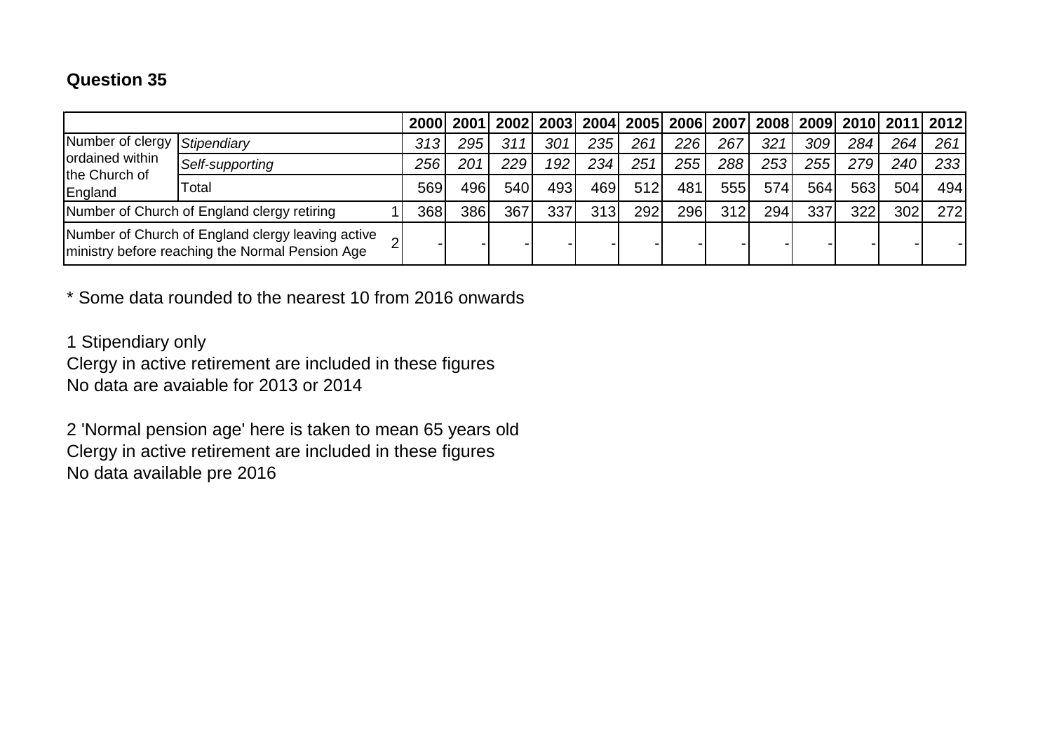**Question 35**

| | | | 2000 | 2001 | 2002 | 2003 | 2004 | 2005 | 2006 | 2007 | 2008 | 2009 | 2010 | 2011 | 2012 |
|---|---|---|---|---|---|---|---|---|---|---|---|---|---|---|---|
| Number of clergy ordained within the Church of England | *Stipendiary* | | *313* | *295* | *311* | *301* | *235* | *261* | *226* | *267* | *321* | *309* | *284* | *264* | *261* |
| | *Self-supporting* | | *256* | *201* | *229* | *192* | *234* | *251* | *255* | *288* | *253* | *255* | *279* | *240* | *233* |
| | Total | | 569 | 496 | 540 | 493 | 469 | 512 | 481 | 555 | 574 | 564 | 563 | 504 | 494 |
| Number of Church of England clergy retiring | | 1 | 368 | 386 | 367 | 337 | 313 | 292 | 296 | 312 | 294 | 337 | 322 | 302 | 272 |
| Number of Church of England clergy leaving active ministry before reaching the Normal Pension Age | | 2 | - | - | - | - | - | - | - | - | - | - | - | - | - |

* Some data rounded to the nearest 10 from 2016 onwards

1 Stipendiary only
Clergy in active retirement are included in these figures
No data are avaiable for 2013 or 2014

2 'Normal pension age' here is taken to mean 65 years old
Clergy in active retirement are included in these figures
No data available pre 2016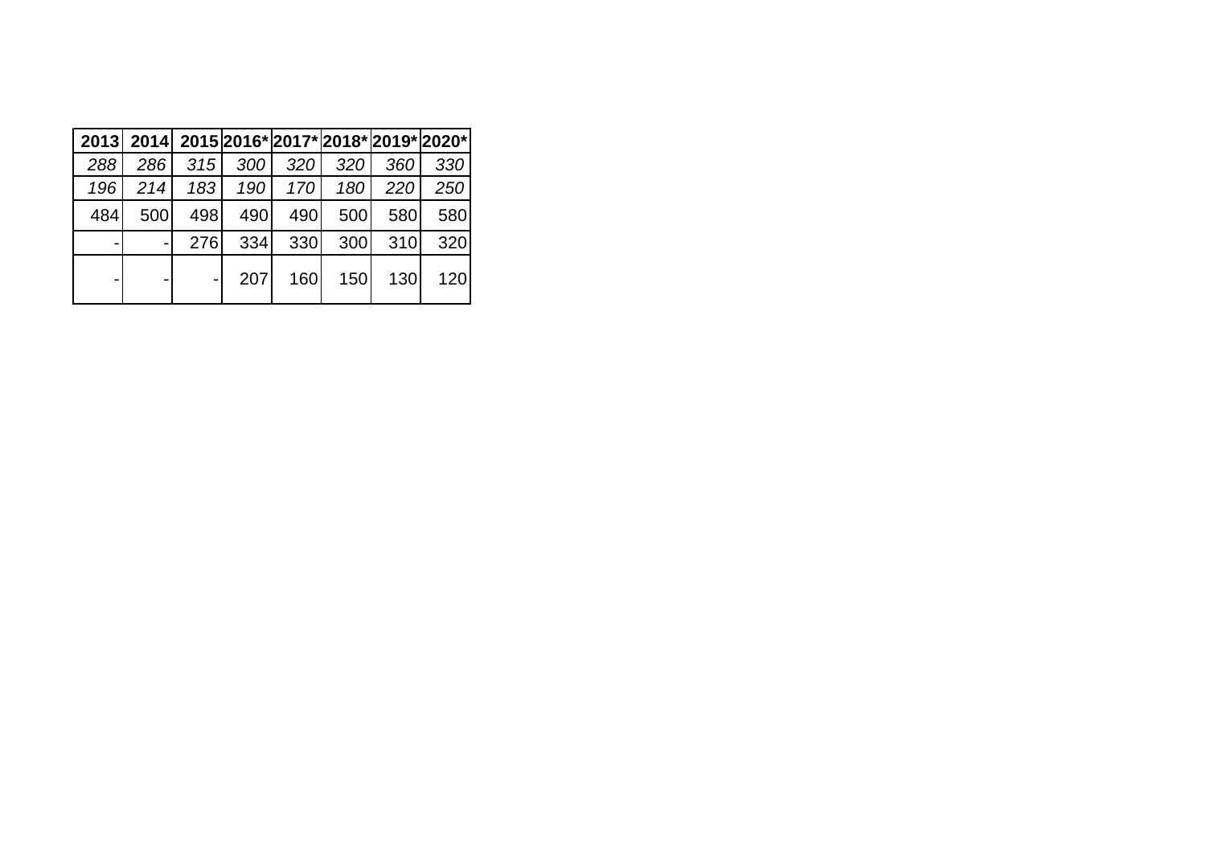| 2013 | 2014 | 2015 | 2016* | 2017* | 2018* | 2019* | 2020* |
|---|---|---|---|---|---|---|---|
| *288* | *286* | *315* | *300* | *320* | *320* | *360* | *330* |
| *196* | *214* | *183* | *190* | *170* | *180* | *220* | *250* |
| 484 | 500 | 498 | 490 | 490 | 500 | 580 | 580 |
| - | - | 276 | 334 | 330 | 300 | 310 | 320 |
| - | - | - | 207 | 160 | 150 | 130 | 120 |